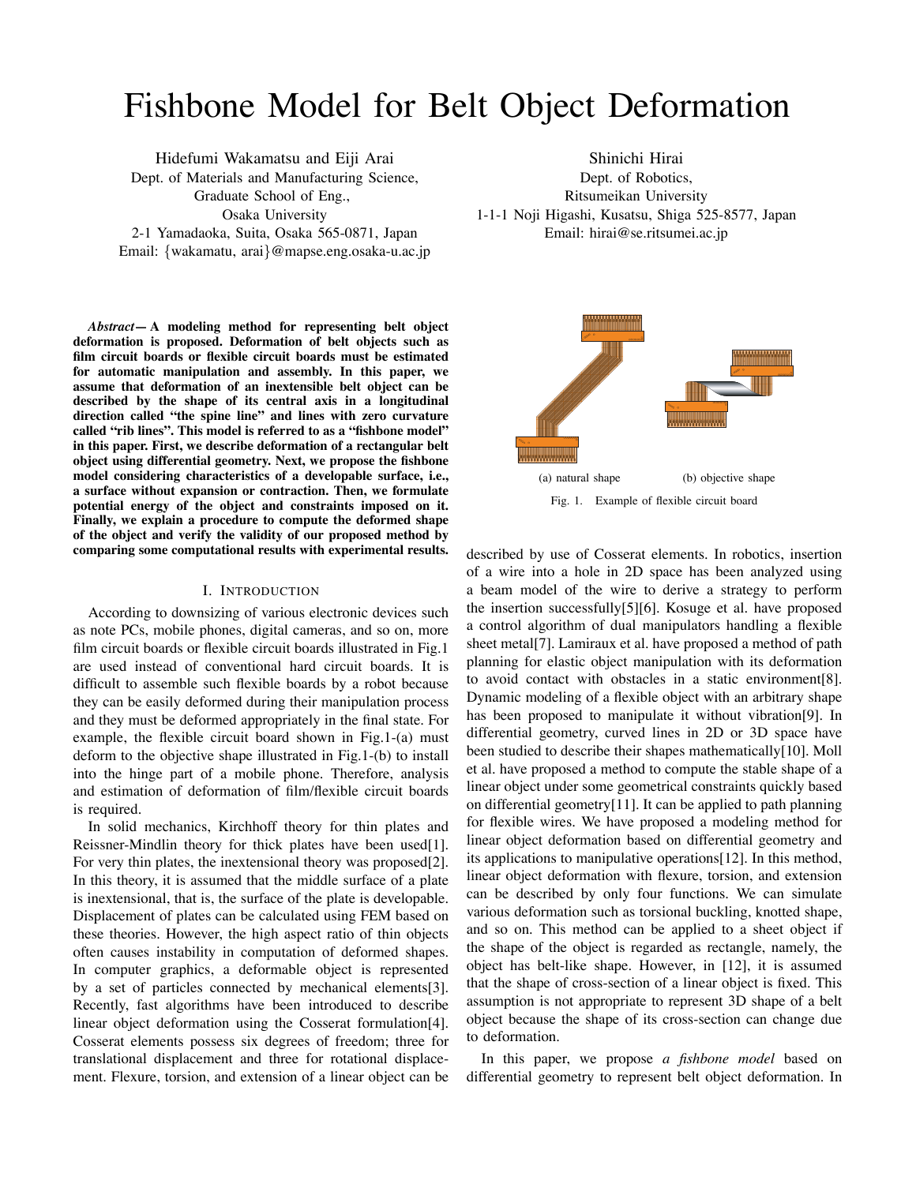# Fishbone Model for Belt Object Deformation

Hidefumi Wakamatsu and Eiji Arai
Dept. of Materials and Manufacturing Science,
Graduate School of Eng.,
Osaka University
2-1 Yamadaoka, Suita, Osaka 565-0871, Japan
Email: {wakamatu, arai}@mapse.eng.osaka-u.ac.jp

Shinichi Hirai
Dept. of Robotics,
Ritsumeikan University
1-1-1 Noji Higashi, Kusatsu, Shiga 525-8577, Japan
Email: hirai@se.ritsumei.ac.jp

***Abstract*— A modeling method for representing belt object deformation is proposed. Deformation of belt objects such as film circuit boards or flexible circuit boards must be estimated for automatic manipulation and assembly. In this paper, we assume that deformation of an inextensible belt object can be described by the shape of its central axis in a longitudinal direction called "the spine line" and lines with zero curvature called "rib lines". This model is referred to as a "fishbone model" in this paper. First, we describe deformation of a rectangular belt object using differential geometry. Next, we propose the fishbone model considering characteristics of a developable surface, i.e., a surface without expansion or contraction. Then, we formulate potential energy of the object and constraints imposed on it. Finally, we explain a procedure to compute the deformed shape of the object and verify the validity of our proposed method by comparing some computational results with experimental results.**

## I. Introduction

According to downsizing of various electronic devices such as note PCs, mobile phones, digital cameras, and so on, more film circuit boards or flexible circuit boards illustrated in Fig.1 are used instead of conventional hard circuit boards. It is difficult to assemble such flexible boards by a robot because they can be easily deformed during their manipulation process and they must be deformed appropriately in the final state. For example, the flexible circuit board shown in Fig.1-(a) must deform to the objective shape illustrated in Fig.1-(b) to install into the hinge part of a mobile phone. Therefore, analysis and estimation of deformation of film/flexible circuit boards is required.

In solid mechanics, Kirchhoff theory for thin plates and Reissner-Mindlin theory for thick plates have been used[1]. For very thin plates, the inextensional theory was proposed[2]. In this theory, it is assumed that the middle surface of a plate is inextensional, that is, the surface of the plate is developable. Displacement of plates can be calculated using FEM based on these theories. However, the high aspect ratio of thin objects often causes instability in computation of deformed shapes. In computer graphics, a deformable object is represented by a set of particles connected by mechanical elements[3]. Recently, fast algorithms have been introduced to describe linear object deformation using the Cosserat formulation[4]. Cosserat elements possess six degrees of freedom; three for translational displacement and three for rotational displacement. Flexure, torsion, and extension of a linear object can be described by use of Cosserat elements. In robotics, insertion of a wire into a hole in 2D space has been analyzed using a beam model of the wire to derive a strategy to perform the insertion successfully[5][6]. Kosuge et al. have proposed a control algorithm of dual manipulators handling a flexible sheet metal[7]. Lamiraux et al. have proposed a method of path planning for elastic object manipulation with its deformation to avoid contact with obstacles in a static environment[8]. Dynamic modeling of a flexible object with an arbitrary shape has been proposed to manipulate it without vibration[9]. In differential geometry, curved lines in 2D or 3D space have been studied to describe their shapes mathematically[10]. Moll et al. have proposed a method to compute the stable shape of a linear object under some geometrical constraints quickly based on differential geometry[11]. It can be applied to path planning for flexible wires. We have proposed a modeling method for linear object deformation based on differential geometry and its applications to manipulative operations[12]. In this method, linear object deformation with flexure, torsion, and extension can be described by only four functions. We can simulate various deformation such as torsional buckling, knotted shape, and so on. This method can be applied to a sheet object if the shape of the object is regarded as rectangle, namely, the object has belt-like shape. However, in [12], it is assumed that the shape of cross-section of a linear object is fixed. This assumption is not appropriate to represent 3D shape of a belt object because the shape of its cross-section can change due to deformation.

(a) natural shape (b) objective shape

Fig. 1. Example of flexible circuit board

In this paper, we propose *a fishbone model* based on differential geometry to represent belt object deformation. In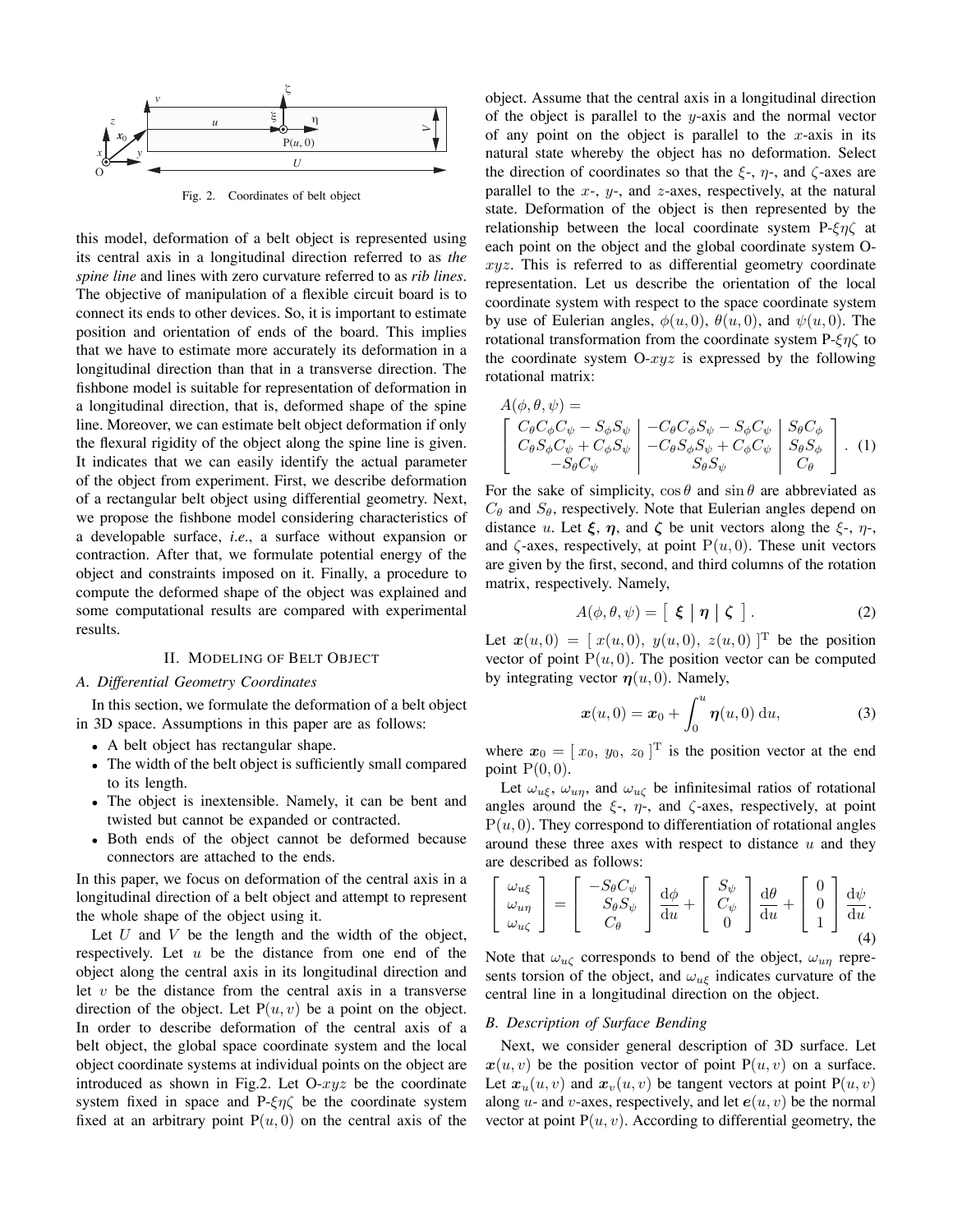v

ξ

z

$x_0$

u

ξ

η

P(u, 0)

V

x

y

O

U

Fig. 2. Coordinates of belt object

this model, deformation of a belt object is represented using its central axis in a longitudinal direction referred to as *the spine line* and lines with zero curvature referred to as *rib lines*. The objective of manipulation of a flexible circuit board is to connect its ends to other devices. So, it is important to estimate position and orientation of ends of the board. This implies that we have to estimate more accurately its deformation in a longitudinal direction than that in a transverse direction. The fishbone model is suitable for representation of deformation in a longitudinal direction, that is, deformed shape of the spine line. Moreover, we can estimate belt object deformation if only the flexural rigidity of the object along the spine line is given. It indicates that we can easily identify the actual parameter of the object from experiment. First, we describe deformation of a rectangular belt object using differential geometry. Next, we propose the fishbone model considering characteristics of a developable surface, *i.e.*, a surface without expansion or contraction. After that, we formulate potential energy of the object and constraints imposed on it. Finally, a procedure to compute the deformed shape of the object was explained and some computational results are compared with experimental results.

## II. Modeling of Belt Object

### A. Differential Geometry Coordinates

In this section, we formulate the deformation of a belt object in 3D space. Assumptions in this paper are as follows:

- A belt object has rectangular shape.
- The width of the belt object is sufficiently small compared to its length.
- The object is inextensible. Namely, it can be bent and twisted but cannot be expanded or contracted.
- Both ends of the object cannot be deformed because connectors are attached to the ends.

In this paper, we focus on deformation of the central axis in a longitudinal direction of a belt object and attempt to represent the whole shape of the object using it.

Let $U$ and $V$ be the length and the width of the object, respectively. Let $u$ be the distance from one end of the object along the central axis in its longitudinal direction and let $v$ be the distance from the central axis in a transverse direction of the object. Let $\mathrm{P}(u, v)$ be a point on the object. In order to describe deformation of the central axis of a belt object, the global space coordinate system and the local object coordinate systems at individual points on the object are introduced as shown in Fig.2. Let O-$xyz$ be the coordinate system fixed in space and P-$\xi\eta\zeta$ be the coordinate system fixed at an arbitrary point $\mathrm{P}(u, 0)$ on the central axis of the object. Assume that the central axis in a longitudinal direction of the object is parallel to the $y$-axis and the normal vector of any point on the object is parallel to the $x$-axis in its natural state whereby the object has no deformation. Select the direction of coordinates so that the $\xi$-, $\eta$-, and $\zeta$-axes are parallel to the $x$-, $y$-, and $z$-axes, respectively, at the natural state. Deformation of the object is then represented by the relationship between the local coordinate system P-$\xi\eta\zeta$ at each point on the object and the global coordinate system O-$xyz$. This is referred to as differential geometry coordinate representation. Let us describe the orientation of the local coordinate system with respect to the space coordinate system by use of Eulerian angles, $\phi(u, 0)$, $\theta(u, 0)$, and $\psi(u, 0)$. The rotational transformation from the coordinate system P-$\xi\eta\zeta$ to the coordinate system O-$xyz$ is expressed by the following rotational matrix:

$$
A(\phi, \theta, \psi) = \left[ \begin{array}{c|c|c} C_\theta C_\phi C_\psi - S_\phi S_\psi & -C_\theta C_\phi S_\psi - S_\phi C_\psi & S_\theta C_\phi \\ C_\theta S_\phi C_\psi + C_\phi S_\psi & -C_\theta S_\phi S_\psi + C_\phi C_\psi & S_\theta S_\phi \\ -S_\theta C_\psi & S_\theta S_\psi & C_\theta \end{array} \right]. \quad (1)
$$

For the sake of simplicity, $\cos\theta$ and $\sin\theta$ are abbreviated as $C_\theta$ and $S_\theta$, respectively. Note that Eulerian angles depend on distance $u$. Let $\boldsymbol{\xi}$, $\boldsymbol{\eta}$, and $\boldsymbol{\zeta}$ be unit vectors along the $\xi$-, $\eta$-, and $\zeta$-axes, respectively, at point $\mathrm{P}(u, 0)$. These unit vectors are given by the first, second, and third columns of the rotation matrix, respectively. Namely,

$$
A(\phi, \theta, \psi) = \left[ \ \boldsymbol{\xi} \ \middle| \ \boldsymbol{\eta} \ \middle| \ \boldsymbol{\zeta} \ \right]. \quad (2)
$$

Let $\boldsymbol{x}(u, 0) = [\ x(u, 0),\ y(u, 0),\ z(u, 0)\ ]^{\mathrm{T}}$ be the position vector of point $\mathrm{P}(u, 0)$. The position vector can be computed by integrating vector $\boldsymbol{\eta}(u, 0)$. Namely,

$$
\boldsymbol{x}(u, 0) = \boldsymbol{x}_0 + \int_0^u \boldsymbol{\eta}(u, 0)\, \mathrm{d}u, \quad (3)
$$

where $\boldsymbol{x}_0 = [\ x_0,\ y_0,\ z_0\ ]^{\mathrm{T}}$ is the position vector at the end point $\mathrm{P}(0, 0)$.

Let $\omega_{u\xi}$, $\omega_{u\eta}$, and $\omega_{u\zeta}$ be infinitesimal ratios of rotational angles around the $\xi$-, $\eta$-, and $\zeta$-axes, respectively, at point $\mathrm{P}(u, 0)$. They correspond to differentiation of rotational angles around these three axes with respect to distance $u$ and they are described as follows:

$$
\begin{bmatrix} \omega_{u\xi} \\ \omega_{u\eta} \\ \omega_{u\zeta} \end{bmatrix} = \begin{bmatrix} -S_\theta C_\psi \\ S_\theta S_\psi \\ C_\theta \end{bmatrix} \frac{\mathrm{d}\phi}{\mathrm{d}u} + \begin{bmatrix} S_\psi \\ C_\psi \\ 0 \end{bmatrix} \frac{\mathrm{d}\theta}{\mathrm{d}u} + \begin{bmatrix} 0 \\ 0 \\ 1 \end{bmatrix} \frac{\mathrm{d}\psi}{\mathrm{d}u}. \quad (4)
$$

Note that $\omega_{u\zeta}$ corresponds to bend of the object, $\omega_{u\eta}$ represents torsion of the object, and $\omega_{u\xi}$ indicates curvature of the central line in a longitudinal direction on the object.

### B. Description of Surface Bending

Next, we consider general description of 3D surface. Let $\boldsymbol{x}(u, v)$ be the position vector of point $\mathrm{P}(u, v)$ on a surface. Let $\boldsymbol{x}_u(u, v)$ and $\boldsymbol{x}_v(u, v)$ be tangent vectors at point $\mathrm{P}(u, v)$ along $u$- and $v$-axes, respectively, and let $\boldsymbol{e}(u, v)$ be the normal vector at point $\mathrm{P}(u, v)$. According to differential geometry, the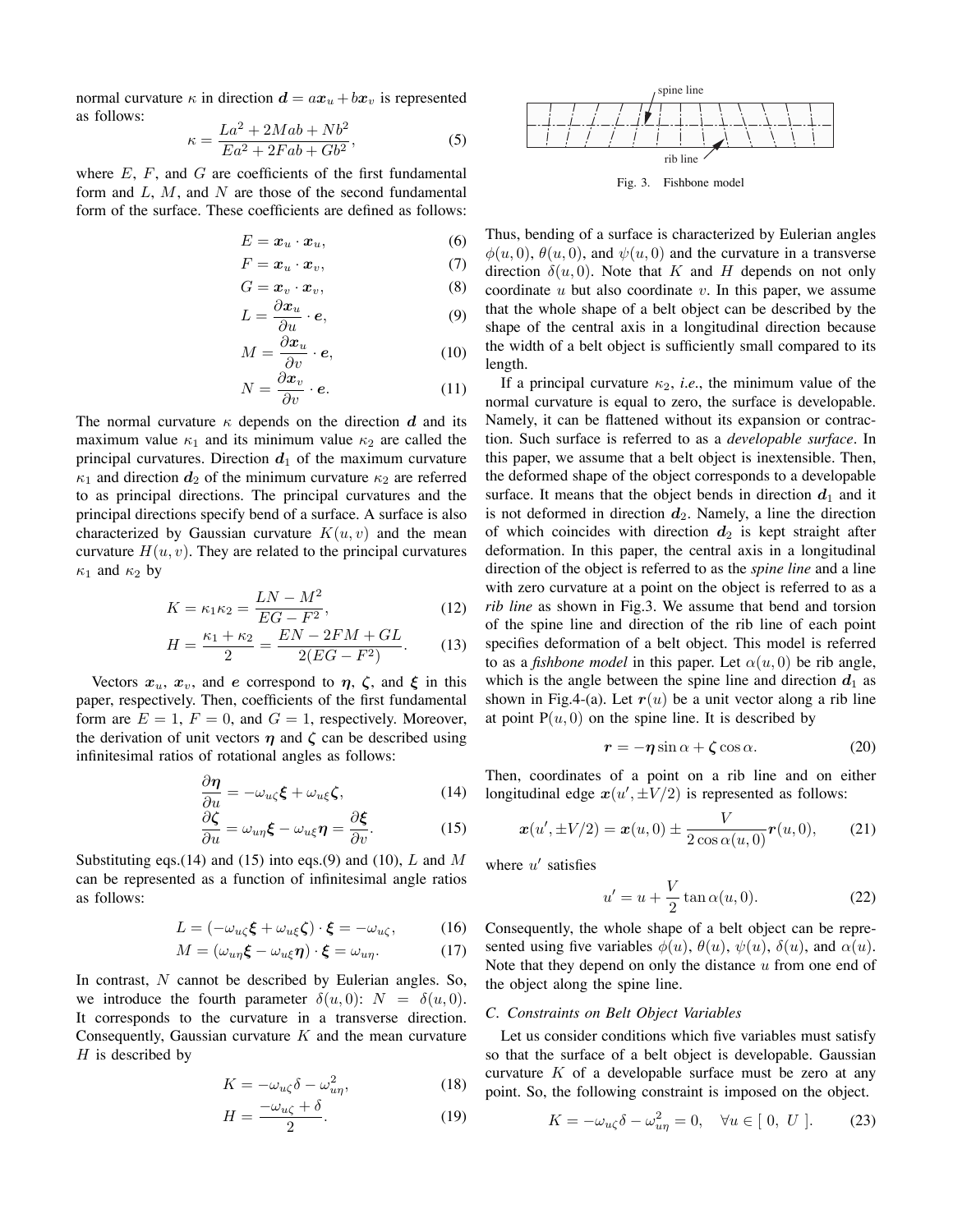normal curvature $\kappa$ in direction $\boldsymbol{d} = a\boldsymbol{x}_u + b\boldsymbol{x}_v$ is represented as follows:

$$\kappa = \frac{La^2 + 2Mab + Nb^2}{Ea^2 + 2Fab + Gb^2}, \tag{5}$$

where $E$, $F$, and $G$ are coefficients of the first fundamental form and $L$, $M$, and $N$ are those of the second fundamental form of the surface. These coefficients are defined as follows:

$$E = \boldsymbol{x}_u \cdot \boldsymbol{x}_u, \tag{6}$$

$$F = \boldsymbol{x}_u \cdot \boldsymbol{x}_v, \tag{7}$$

$$G = \boldsymbol{x}_v \cdot \boldsymbol{x}_v, \tag{8}$$

$$L = \frac{\partial \boldsymbol{x}_u}{\partial u} \cdot \boldsymbol{e}, \tag{9}$$

$$M = \frac{\partial \boldsymbol{x}_u}{\partial v} \cdot \boldsymbol{e}, \tag{10}$$

$$N = \frac{\partial \boldsymbol{x}_v}{\partial v} \cdot \boldsymbol{e}. \tag{11}$$

The normal curvature $\kappa$ depends on the direction $\boldsymbol{d}$ and its maximum value $\kappa_1$ and its minimum value $\kappa_2$ are called the principal curvatures. Direction $\boldsymbol{d}_1$ of the maximum curvature $\kappa_1$ and direction $\boldsymbol{d}_2$ of the minimum curvature $\kappa_2$ are referred to as principal directions. The principal curvatures and the principal directions specify bend of a surface. A surface is also characterized by Gaussian curvature $K(u, v)$ and the mean curvature $H(u, v)$. They are related to the principal curvatures $\kappa_1$ and $\kappa_2$ by

$$K = \kappa_1 \kappa_2 = \frac{LN - M^2}{EG - F^2}, \tag{12}$$

$$H = \frac{\kappa_1 + \kappa_2}{2} = \frac{EN - 2FM + GL}{2(EG - F^2)}. \tag{13}$$

Vectors $\boldsymbol{x}_u$, $\boldsymbol{x}_v$, and $\boldsymbol{e}$ correspond to $\boldsymbol{\eta}$, $\boldsymbol{\zeta}$, and $\boldsymbol{\xi}$ in this paper, respectively. Then, coefficients of the first fundamental form are $E = 1$, $F = 0$, and $G = 1$, respectively. Moreover, the derivation of unit vectors $\boldsymbol{\eta}$ and $\boldsymbol{\zeta}$ can be described using infinitesimal ratios of rotational angles as follows:

$$\frac{\partial \boldsymbol{\eta}}{\partial u} = -\omega_{u\zeta}\boldsymbol{\xi} + \omega_{u\xi}\boldsymbol{\zeta}, \tag{14}$$

$$\frac{\partial \boldsymbol{\zeta}}{\partial u} = \omega_{u\eta}\boldsymbol{\xi} - \omega_{u\xi}\boldsymbol{\eta} = \frac{\partial \boldsymbol{\xi}}{\partial v}. \tag{15}$$

Substituting eqs.(14) and (15) into eqs.(9) and (10), $L$ and $M$ can be represented as a function of infinitesimal angle ratios as follows:

$$L = (-\omega_{u\zeta}\boldsymbol{\xi} + \omega_{u\xi}\boldsymbol{\zeta}) \cdot \boldsymbol{\xi} = -\omega_{u\zeta}, \tag{16}$$

$$M = (\omega_{u\eta}\boldsymbol{\xi} - \omega_{u\xi}\boldsymbol{\eta}) \cdot \boldsymbol{\xi} = \omega_{u\eta}. \tag{17}$$

In contrast, $N$ cannot be described by Eulerian angles. So, we introduce the fourth parameter $\delta(u, 0)$: $N = \delta(u, 0)$. It corresponds to the curvature in a transverse direction. Consequently, Gaussian curvature $K$ and the mean curvature $H$ is described by

$$K = -\omega_{u\zeta}\delta - \omega_{u\eta}^2, \tag{18}$$

$$H = \frac{-\omega_{u\zeta} + \delta}{2}. \tag{19}$$

Fig. 3. Fishbone model

Thus, bending of a surface is characterized by Eulerian angles $\phi(u, 0)$, $\theta(u, 0)$, and $\psi(u, 0)$ and the curvature in a transverse direction $\delta(u, 0)$. Note that $K$ and $H$ depends on not only coordinate $u$ but also coordinate $v$. In this paper, we assume that the whole shape of a belt object can be described by the shape of the central axis in a longitudinal direction because the width of a belt object is sufficiently small compared to its length.

If a principal curvature $\kappa_2$, *i.e.*, the minimum value of the normal curvature is equal to zero, the surface is developable. Namely, it can be flattened without its expansion or contraction. Such surface is referred to as a *developable surface*. In this paper, we assume that a belt object is inextensible. Then, the deformed shape of the object corresponds to a developable surface. It means that the object bends in direction $\boldsymbol{d}_1$ and it is not deformed in direction $\boldsymbol{d}_2$. Namely, a line the direction of which coincides with direction $\boldsymbol{d}_2$ is kept straight after deformation. In this paper, the central axis in a longitudinal direction of the object is referred to as the *spine line* and a line with zero curvature at a point on the object is referred to as a *rib line* as shown in Fig.3. We assume that bend and torsion of the spine line and direction of the rib line of each point specifies deformation of a belt object. This model is referred to as a *fishbone model* in this paper. Let $\alpha(u, 0)$ be rib angle, which is the angle between the spine line and direction $\boldsymbol{d}_1$ as shown in Fig.4-(a). Let $\boldsymbol{r}(u)$ be a unit vector along a rib line at point $\mathrm{P}(u, 0)$ on the spine line. It is described by

$$\boldsymbol{r} = -\boldsymbol{\eta}\sin\alpha + \boldsymbol{\zeta}\cos\alpha. \tag{20}$$

Then, coordinates of a point on a rib line and on either longitudinal edge $\boldsymbol{x}(u', \pm V/2)$ is represented as follows:

$$\boldsymbol{x}(u', \pm V/2) = \boldsymbol{x}(u, 0) \pm \frac{V}{2\cos\alpha(u, 0)}\boldsymbol{r}(u, 0), \tag{21}$$

where $u'$ satisfies

$$u' = u + \frac{V}{2}\tan\alpha(u, 0). \tag{22}$$

Consequently, the whole shape of a belt object can be represented using five variables $\phi(u)$, $\theta(u)$, $\psi(u)$, $\delta(u)$, and $\alpha(u)$. Note that they depend on only the distance $u$ from one end of the object along the spine line.

### C. Constraints on Belt Object Variables

Let us consider conditions which five variables must satisfy so that the surface of a belt object is developable. Gaussian curvature $K$ of a developable surface must be zero at any point. So, the following constraint is imposed on the object.

$$K = -\omega_{u\zeta}\delta - \omega_{u\eta}^2 = 0, \quad \forall u \in [\ 0,\ U\ ]. \tag{23}$$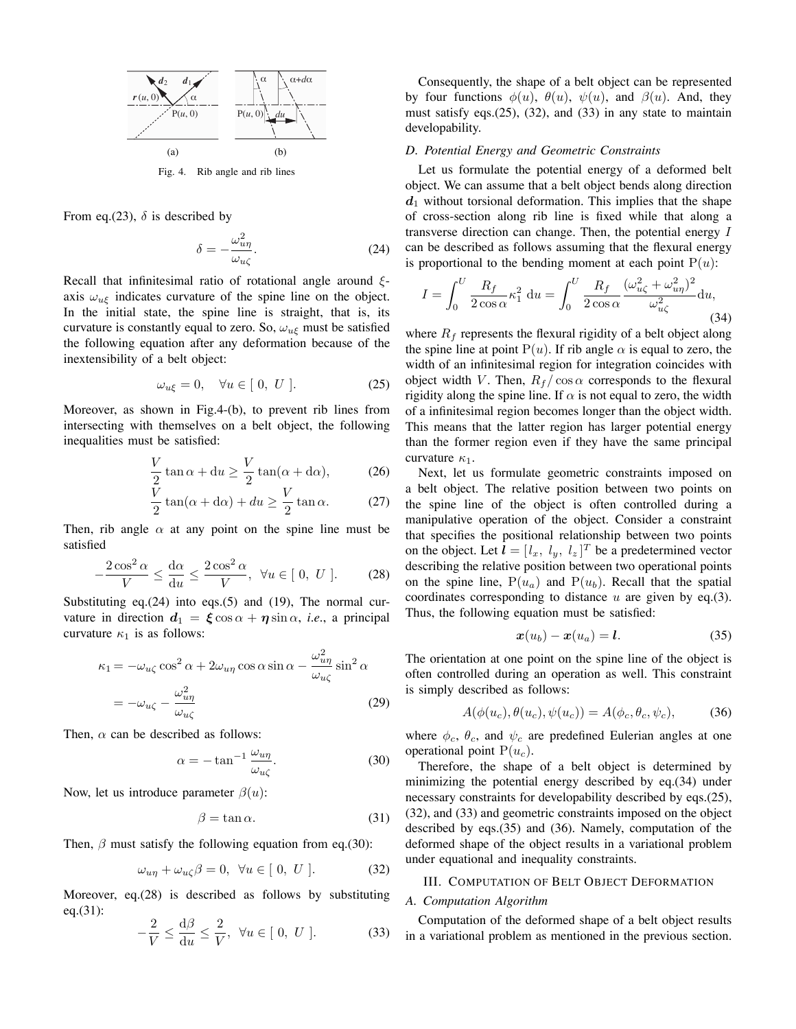Fig. 4. Rib angle and rib lines

From eq.(23), $\delta$ is described by

$$\delta = -\frac{\omega_{u\eta}^2}{\omega_{u\zeta}}. \tag{24}$$

Recall that infinitesimal ratio of rotational angle around $\xi$-axis $\omega_{u\xi}$ indicates curvature of the spine line on the object. In the initial state, the spine line is straight, that is, its curvature is constantly equal to zero. So, $\omega_{u\xi}$ must be satisfied the following equation after any deformation because of the inextensibility of a belt object:

$$\omega_{u\xi} = 0, \quad \forall u \in [\ 0,\ U\ ]. \tag{25}$$

Moreover, as shown in Fig.4-(b), to prevent rib lines from intersecting with themselves on a belt object, the following inequalities must be satisfied:

$$\frac{V}{2}\tan\alpha + \mathrm{d}u \geq \frac{V}{2}\tan(\alpha + \mathrm{d}\alpha), \tag{26}$$

$$\frac{V}{2}\tan(\alpha + \mathrm{d}\alpha) + du \geq \frac{V}{2}\tan\alpha. \tag{27}$$

Then, rib angle $\alpha$ at any point on the spine line must be satisfied

$$-\frac{2\cos^2\alpha}{V} \leq \frac{\mathrm{d}\alpha}{\mathrm{d}u} \leq \frac{2\cos^2\alpha}{V}, \ \ \forall u \in [\ 0,\ U\ ]. \tag{28}$$

Substituting eq.(24) into eqs.(5) and (19), The normal curvature in direction $\boldsymbol{d}_1 = \boldsymbol{\xi}\cos\alpha + \boldsymbol{\eta}\sin\alpha$, *i.e.*, a principal curvature $\kappa_1$ is as follows:

$$\begin{aligned}\kappa_1 &= -\omega_{u\zeta}\cos^2\alpha + 2\omega_{u\eta}\cos\alpha\sin\alpha - \frac{\omega_{u\eta}^2}{\omega_{u\zeta}}\sin^2\alpha \\ &= -\omega_{u\zeta} - \frac{\omega_{u\eta}^2}{\omega_{u\zeta}}\end{aligned} \tag{29}$$

Then, $\alpha$ can be described as follows:

$$\alpha = -\tan^{-1}\frac{\omega_{u\eta}}{\omega_{u\zeta}}. \tag{30}$$

Now, let us introduce parameter $\beta(u)$:

$$\beta = \tan\alpha. \tag{31}$$

Then, $\beta$ must satisfy the following equation from eq.(30):

$$\omega_{u\eta} + \omega_{u\zeta}\beta = 0, \ \ \forall u \in [\ 0,\ U\ ]. \tag{32}$$

Moreover, eq.(28) is described as follows by substituting eq.(31):

$$-\frac{2}{V} \leq \frac{\mathrm{d}\beta}{\mathrm{d}u} \leq \frac{2}{V}, \ \ \forall u \in [\ 0,\ U\ ]. \tag{33}$$

Consequently, the shape of a belt object can be represented by four functions $\phi(u)$, $\theta(u)$, $\psi(u)$, and $\beta(u)$. And, they must satisfy eqs.(25), (32), and (33) in any state to maintain developability.

### D. Potential Energy and Geometric Constraints

Let us formulate the potential energy of a deformed belt object. We can assume that a belt object bends along direction $\boldsymbol{d}_1$ without torsional deformation. This implies that the shape of cross-section along rib line is fixed while that along a transverse direction can change. Then, the potential energy $I$ can be described as follows assuming that the flexural energy is proportional to the bending moment at each point $\mathrm{P}(u)$:

$$I = \int_0^U \frac{R_f}{2\cos\alpha}\kappa_1^2\ \mathrm{d}u = \int_0^U \frac{R_f}{2\cos\alpha}\frac{(\omega_{u\zeta}^2 + \omega_{u\eta}^2)^2}{\omega_{u\zeta}^2}\mathrm{d}u, \tag{34}$$

where $R_f$ represents the flexural rigidity of a belt object along the spine line at point $\mathrm{P}(u)$. If rib angle $\alpha$ is equal to zero, the width of an infinitesimal region for integration coincides with object width $V$. Then, $R_f/\cos\alpha$ corresponds to the flexural rigidity along the spine line. If $\alpha$ is not equal to zero, the width of a infinitesimal region becomes longer than the object width. This means that the latter region has larger potential energy than the former region even if they have the same principal curvature $\kappa_1$.

Next, let us formulate geometric constraints imposed on a belt object. The relative position between two points on the spine line of the object is often controlled during a manipulative operation of the object. Consider a constraint that specifies the positional relationship between two points on the object. Let $\boldsymbol{l} = [l_x,\ l_y,\ l_z]^T$ be a predetermined vector describing the relative position between two operational points on the spine line, $\mathrm{P}(u_a)$ and $\mathrm{P}(u_b)$. Recall that the spatial coordinates corresponding to distance $u$ are given by eq.(3). Thus, the following equation must be satisfied:

$$\boldsymbol{x}(u_b) - \boldsymbol{x}(u_a) = \boldsymbol{l}. \tag{35}$$

The orientation at one point on the spine line of the object is often controlled during an operation as well. This constraint is simply described as follows:

$$A(\phi(u_c), \theta(u_c), \psi(u_c)) = A(\phi_c, \theta_c, \psi_c), \tag{36}$$

where $\phi_c$, $\theta_c$, and $\psi_c$ are predefined Eulerian angles at one operational point $\mathrm{P}(u_c)$.

Therefore, the shape of a belt object is determined by minimizing the potential energy described by eq.(34) under necessary constraints for developability described by eqs.(25), (32), and (33) and geometric constraints imposed on the object described by eqs.(35) and (36). Namely, computation of the deformed shape of the object results in a variational problem under equational and inequality constraints.

## III. Computation of Belt Object Deformation

### A. Computation Algorithm

Computation of the deformed shape of a belt object results in a variational problem as mentioned in the previous section.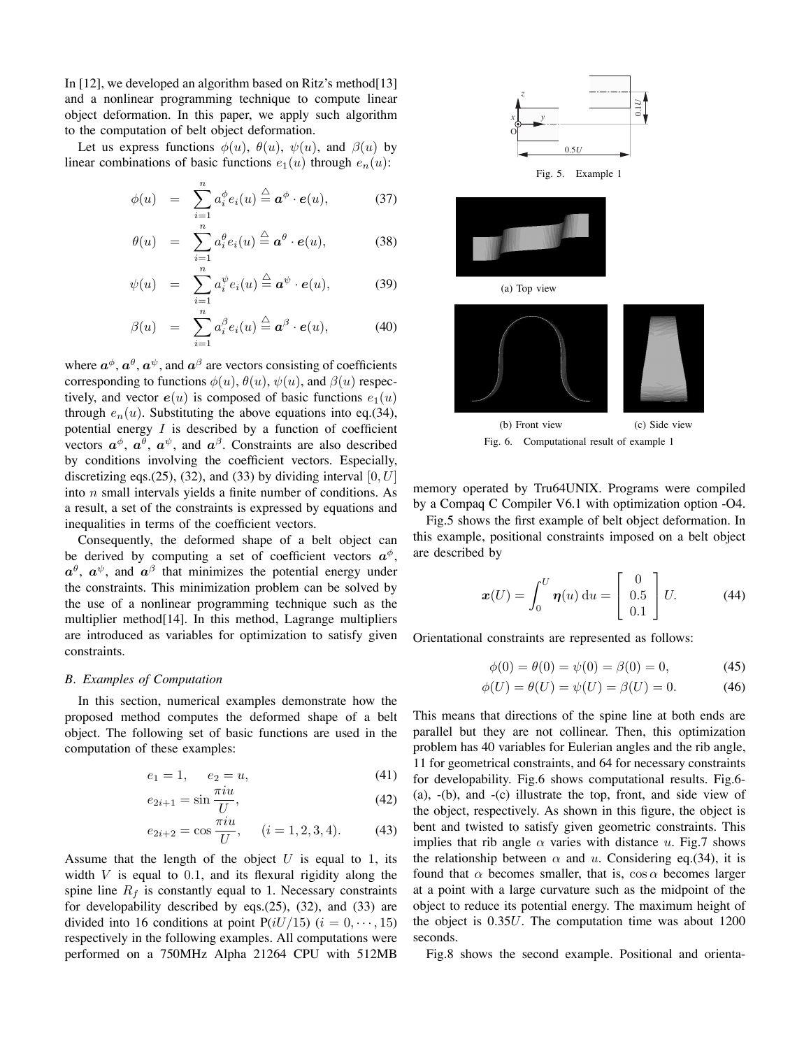In [12], we developed an algorithm based on Ritz's method[13] and a nonlinear programming technique to compute linear object deformation. In this paper, we apply such algorithm to the computation of belt object deformation.

Let us express functions $\phi(u)$, $\theta(u)$, $\psi(u)$, and $\beta(u)$ by linear combinations of basic functions $e_1(u)$ through $e_n(u)$:

$$\phi(u) = \sum_{i=1}^{n} a_i^{\phi} e_i(u) \stackrel{\triangle}{=} \boldsymbol{a}^{\phi} \cdot \boldsymbol{e}(u), \tag{37}$$

$$\theta(u) = \sum_{i=1}^{n} a_i^{\theta} e_i(u) \stackrel{\triangle}{=} \boldsymbol{a}^{\theta} \cdot \boldsymbol{e}(u), \tag{38}$$

$$\psi(u) = \sum_{i=1}^{n} a_i^{\psi} e_i(u) \stackrel{\triangle}{=} \boldsymbol{a}^{\psi} \cdot \boldsymbol{e}(u), \tag{39}$$

$$\beta(u) = \sum_{i=1}^{n} a_i^{\beta} e_i(u) \stackrel{\triangle}{=} \boldsymbol{a}^{\beta} \cdot \boldsymbol{e}(u), \tag{40}$$

where $\boldsymbol{a}^{\phi}$, $\boldsymbol{a}^{\theta}$, $\boldsymbol{a}^{\psi}$, and $\boldsymbol{a}^{\beta}$ are vectors consisting of coefficients corresponding to functions $\phi(u)$, $\theta(u)$, $\psi(u)$, and $\beta(u)$ respectively, and vector $\boldsymbol{e}(u)$ is composed of basic functions $e_1(u)$ through $e_n(u)$. Substituting the above equations into eq.(34), potential energy $I$ is described by a function of coefficient vectors $\boldsymbol{a}^{\phi}$, $\boldsymbol{a}^{\theta}$, $\boldsymbol{a}^{\psi}$, and $\boldsymbol{a}^{\beta}$. Constraints are also described by conditions involving the coefficient vectors. Especially, discretizing eqs.(25), (32), and (33) by dividing interval $[0, U]$ into $n$ small intervals yields a finite number of conditions. As a result, a set of the constraints is expressed by equations and inequalities in terms of the coefficient vectors.

Consequently, the deformed shape of a belt object can be derived by computing a set of coefficient vectors $\boldsymbol{a}^{\phi}$, $\boldsymbol{a}^{\theta}$, $\boldsymbol{a}^{\psi}$, and $\boldsymbol{a}^{\beta}$ that minimizes the potential energy under the constraints. This minimization problem can be solved by the use of a nonlinear programming technique such as the multiplier method[14]. In this method, Lagrange multipliers are introduced as variables for optimization to satisfy given constraints.

### B. Examples of Computation

In this section, numerical examples demonstrate how the proposed method computes the deformed shape of a belt object. The following set of basic functions are used in the computation of these examples:

$$e_1 = 1, \quad e_2 = u, \tag{41}$$

$$e_{2i+1} = \sin \frac{\pi i u}{U}, \tag{42}$$

$$e_{2i+2} = \cos \frac{\pi i u}{U}, \quad (i = 1, 2, 3, 4). \tag{43}$$

Assume that the length of the object $U$ is equal to 1, its width $V$ is equal to 0.1, and its flexural rigidity along the spine line $R_f$ is constantly equal to 1. Necessary constraints for developability described by eqs.(25), (32), and (33) are divided into 16 conditions at point $\mathrm{P}(iU/15)$ $(i = 0, \cdots, 15)$ respectively in the following examples. All computations were performed on a 750MHz Alpha 21264 CPU with 512MB memory operated by Tru64UNIX. Programs were compiled by a Compaq C Compiler V6.1 with optimization option -O4.

Fig. 5. Example 1

(a) Top view

(b) Front view

(c) Side view

Fig. 6. Computational result of example 1

Fig.5 shows the first example of belt object deformation. In this example, positional constraints imposed on a belt object are described by

$$\boldsymbol{x}(U) = \int_0^U \boldsymbol{\eta}(u)\,\mathrm{d}u = \begin{bmatrix} 0 \\ 0.5 \\ 0.1 \end{bmatrix} U. \tag{44}$$

Orientational constraints are represented as follows:

$$\phi(0) = \theta(0) = \psi(0) = \beta(0) = 0, \tag{45}$$

$$\phi(U) = \theta(U) = \psi(U) = \beta(U) = 0. \tag{46}$$

This means that directions of the spine line at both ends are parallel but they are not collinear. Then, this optimization problem has 40 variables for Eulerian angles and the rib angle, 11 for geometrical constraints, and 64 for necessary constraints for developability. Fig.6 shows computational results. Fig.6-(a), -(b), and -(c) illustrate the top, front, and side view of the object, respectively. As shown in this figure, the object is bent and twisted to satisfy given geometric constraints. This implies that rib angle $\alpha$ varies with distance $u$. Fig.7 shows the relationship between $\alpha$ and $u$. Considering eq.(34), it is found that $\alpha$ becomes smaller, that is, $\cos\alpha$ becomes larger at a point with a large curvature such as the midpoint of the object to reduce its potential energy. The maximum height of the object is $0.35U$. The computation time was about 1200 seconds.

Fig.8 shows the second example. Positional and orienta-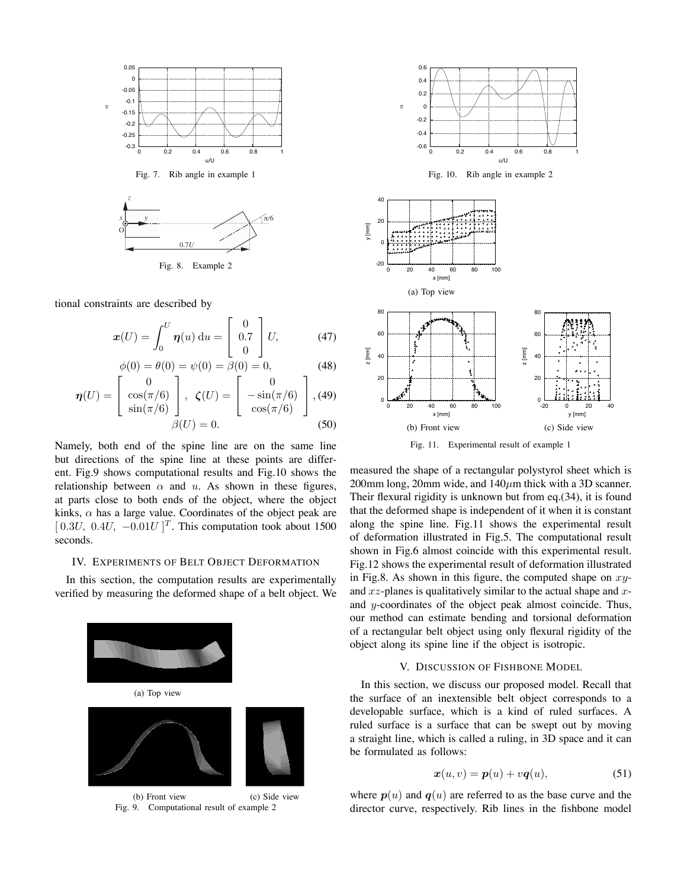Fig. 7. Rib angle in example 1

Fig. 8. Example 2

tional constraints are described by

$$\boldsymbol{x}(U) = \int_0^U \boldsymbol{\eta}(u)\,\mathrm{d}u = \begin{bmatrix} 0 \\ 0.7 \\ 0 \end{bmatrix} U, \tag{47}$$

$$\phi(0) = \theta(0) = \psi(0) = \beta(0) = 0, \tag{48}$$

$$\boldsymbol{\eta}(U) = \begin{bmatrix} 0 \\ \cos(\pi/6) \\ \sin(\pi/6) \end{bmatrix},\ \boldsymbol{\zeta}(U) = \begin{bmatrix} 0 \\ -\sin(\pi/6) \\ \cos(\pi/6) \end{bmatrix}, \tag{49}$$

$$\beta(U) = 0. \tag{50}$$

Namely, both end of the spine line are on the same line but directions of the spine line at these points are different. Fig.9 shows computational results and Fig.10 shows the relationship between $\alpha$ and $u$. As shown in these figures, at parts close to both ends of the object, where the object kinks, $\alpha$ has a large value. Coordinates of the object peak are $[\,0.3U,\ 0.4U,\ -0.01U\,]^T$. This computation took about 1500 seconds.

## IV. Experiments of Belt Object Deformation

In this section, the computation results are experimentally verified by measuring the deformed shape of a belt object. We

(a) Top view

(b) Front view (c) Side view

Fig. 9. Computational result of example 2

Fig. 10. Rib angle in example 2

(a) Top view

(b) Front view (c) Side view

Fig. 11. Experimental result of example 1

measured the shape of a rectangular polystyrol sheet which is 200mm long, 20mm wide, and 140$\mu$m thick with a 3D scanner. Their flexural rigidity is unknown but from eq.(34), it is found that the deformed shape is independent of it when it is constant along the spine line. Fig.11 shows the experimental result of deformation illustrated in Fig.5. The computational result shown in Fig.6 almost coincide with this experimental result. Fig.12 shows the experimental result of deformation illustrated in Fig.8. As shown in this figure, the computed shape on $xy$- and $xz$-planes is qualitatively similar to the actual shape and $x$- and $y$-coordinates of the object peak almost coincide. Thus, our method can estimate bending and torsional deformation of a rectangular belt object using only flexural rigidity of the object along its spine line if the object is isotropic.

## V. Discussion of Fishbone Model

In this section, we discuss our proposed model. Recall that the surface of an inextensible belt object corresponds to a developable surface, which is a kind of ruled surfaces. A ruled surface is a surface that can be swept out by moving a straight line, which is called a ruling, in 3D space and it can be formulated as follows:

$$\boldsymbol{x}(u, v) = \boldsymbol{p}(u) + v\boldsymbol{q}(u), \tag{51}$$

where $\boldsymbol{p}(u)$ and $\boldsymbol{q}(u)$ are referred to as the base curve and the director curve, respectively. Rib lines in the fishbone model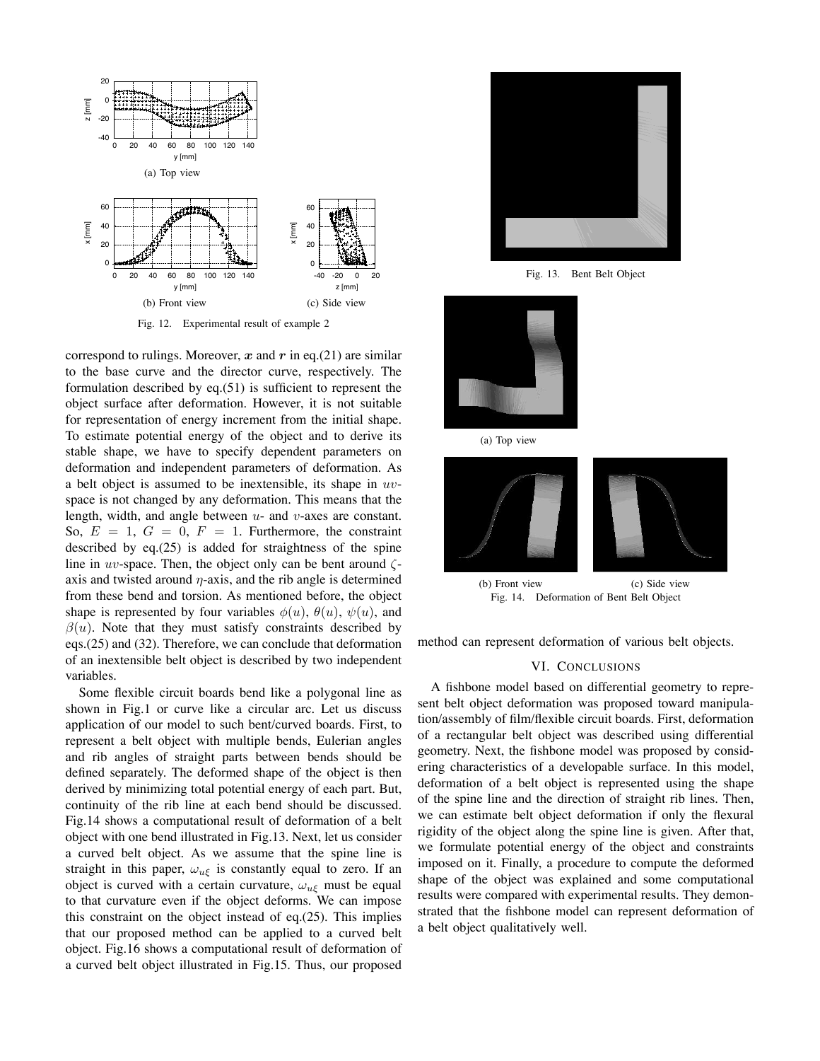(a) Top view

(b) Front view

(c) Side view

Fig. 12. Experimental result of example 2

correspond to rulings. Moreover, $\boldsymbol{x}$ and $\boldsymbol{r}$ in eq.(21) are similar to the base curve and the director curve, respectively. The formulation described by eq.(51) is sufficient to represent the object surface after deformation. However, it is not suitable for representation of energy increment from the initial shape. To estimate potential energy of the object and to derive its stable shape, we have to specify dependent parameters on deformation and independent parameters of deformation. As a belt object is assumed to be inextensible, its shape in $uv$-space is not changed by any deformation. This means that the length, width, and angle between $u$- and $v$-axes are constant. So, $E = 1$, $G = 0$, $F = 1$. Furthermore, the constraint described by eq.(25) is added for straightness of the spine line in $uv$-space. Then, the object only can be bent around $\zeta$-axis and twisted around $\eta$-axis, and the rib angle is determined from these bend and torsion. As mentioned before, the object shape is represented by four variables $\phi(u)$, $\theta(u)$, $\psi(u)$, and $\beta(u)$. Note that they must satisfy constraints described by eqs.(25) and (32). Therefore, we can conclude that deformation of an inextensible belt object is described by two independent variables.

Some flexible circuit boards bend like a polygonal line as shown in Fig.1 or curve like a circular arc. Let us discuss application of our model to such bent/curved boards. First, to represent a belt object with multiple bends, Eulerian angles and rib angles of straight parts between bends should be defined separately. The deformed shape of the object is then derived by minimizing total potential energy of each part. But, continuity of the rib line at each bend should be discussed. Fig.14 shows a computational result of deformation of a belt object with one bend illustrated in Fig.13. Next, let us consider a curved belt object. As we assume that the spine line is straight in this paper, $\omega_{u\xi}$ is constantly equal to zero. If an object is curved with a certain curvature, $\omega_{u\xi}$ must be equal to that curvature even if the object deforms. We can impose this constraint on the object instead of eq.(25). This implies that our proposed method can be applied to a curved belt object. Fig.16 shows a computational result of deformation of a curved belt object illustrated in Fig.15. Thus, our proposed method can represent deformation of various belt objects.

Fig. 13. Bent Belt Object

(a) Top view

(b) Front view

(c) Side view

Fig. 14. Deformation of Bent Belt Object

## VI. Conclusions

A fishbone model based on differential geometry to represent belt object deformation was proposed toward manipulation/assembly of film/flexible circuit boards. First, deformation of a rectangular belt object was described using differential geometry. Next, the fishbone model was proposed by considering characteristics of a developable surface. In this model, deformation of a belt object is represented using the shape of the spine line and the direction of straight rib lines. Then, we can estimate belt object deformation if only the flexural rigidity of the object along the spine line is given. After that, we formulate potential energy of the object and constraints imposed on it. Finally, a procedure to compute the deformed shape of the object was explained and some computational results were compared with experimental results. They demonstrated that the fishbone model can represent deformation of a belt object qualitatively well.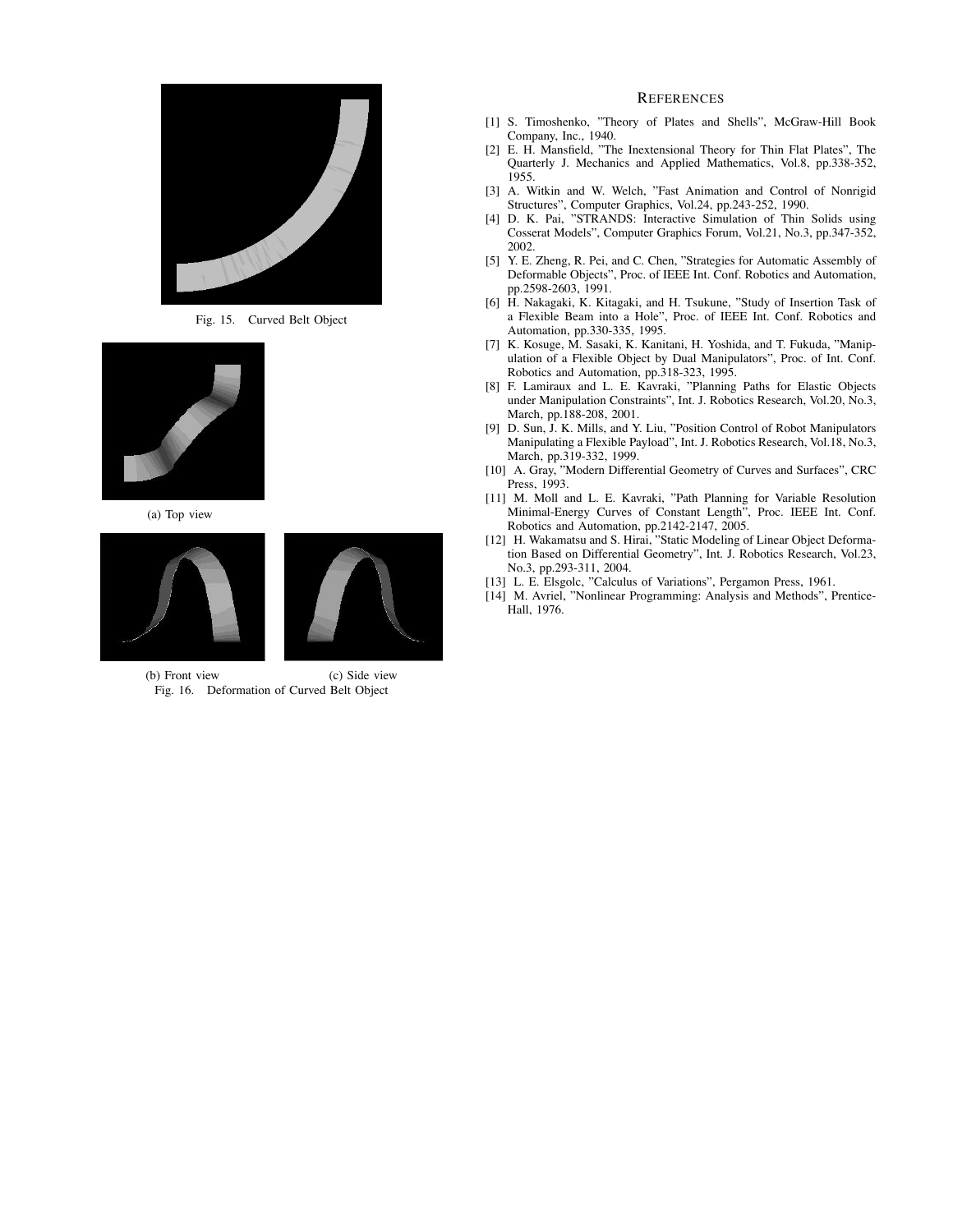Fig. 15. Curved Belt Object

(a) Top view

(b) Front view

(c) Side view

Fig. 16. Deformation of Curved Belt Object

## REFERENCES

[1] S. Timoshenko, "Theory of Plates and Shells", McGraw-Hill Book Company, Inc., 1940.

[2] E. H. Mansfield, "The Inextensional Theory for Thin Flat Plates", The Quarterly J. Mechanics and Applied Mathematics, Vol.8, pp.338-352, 1955.

[3] A. Witkin and W. Welch, "Fast Animation and Control of Nonrigid Structures", Computer Graphics, Vol.24, pp.243-252, 1990.

[4] D. K. Pai, "STRANDS: Interactive Simulation of Thin Solids using Cosserat Models", Computer Graphics Forum, Vol.21, No.3, pp.347-352, 2002.

[5] Y. E. Zheng, R. Pei, and C. Chen, "Strategies for Automatic Assembly of Deformable Objects", Proc. of IEEE Int. Conf. Robotics and Automation, pp.2598-2603, 1991.

[6] H. Nakagaki, K. Kitagaki, and H. Tsukune, "Study of Insertion Task of a Flexible Beam into a Hole", Proc. of IEEE Int. Conf. Robotics and Automation, pp.330-335, 1995.

[7] K. Kosuge, M. Sasaki, K. Kanitani, H. Yoshida, and T. Fukuda, "Manipulation of a Flexible Object by Dual Manipulators", Proc. of Int. Conf. Robotics and Automation, pp.318-323, 1995.

[8] F. Lamiraux and L. E. Kavraki, "Planning Paths for Elastic Objects under Manipulation Constraints", Int. J. Robotics Research, Vol.20, No.3, March, pp.188-208, 2001.

[9] D. Sun, J. K. Mills, and Y. Liu, "Position Control of Robot Manipulators Manipulating a Flexible Payload", Int. J. Robotics Research, Vol.18, No.3, March, pp.319-332, 1999.

[10] A. Gray, "Modern Differential Geometry of Curves and Surfaces", CRC Press, 1993.

[11] M. Moll and L. E. Kavraki, "Path Planning for Variable Resolution Minimal-Energy Curves of Constant Length", Proc. IEEE Int. Conf. Robotics and Automation, pp.2142-2147, 2005.

[12] H. Wakamatsu and S. Hirai, "Static Modeling of Linear Object Deformation Based on Differential Geometry", Int. J. Robotics Research, Vol.23, No.3, pp.293-311, 2004.

[13] L. E. Elsgolc, "Calculus of Variations", Pergamon Press, 1961.

[14] M. Avriel, "Nonlinear Programming: Analysis and Methods", Prentice-Hall, 1976.